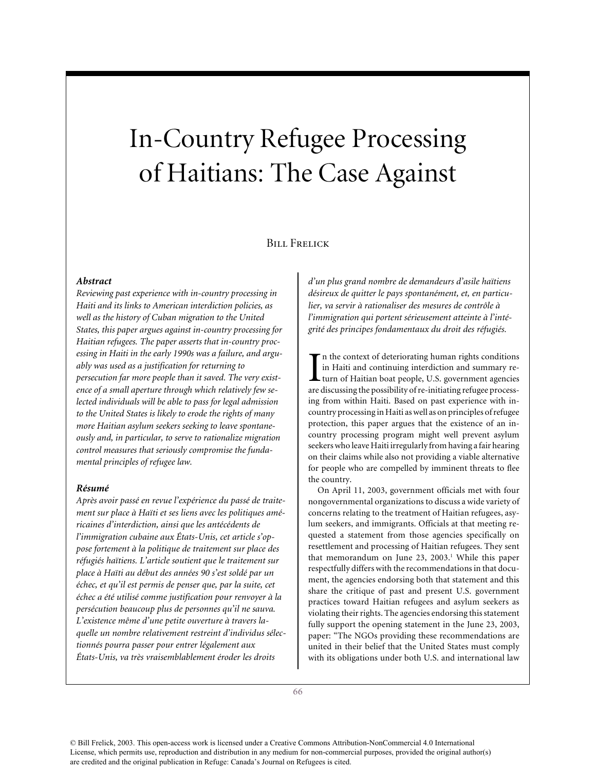# In-Country Refugee Processing of Haitians: The Case Against

Bill Frelick

### *Abstract*

*Reviewing past experience with in-country processing in Haiti and its links to American interdiction policies, as well as the history of Cuban migration to the United States, this paper argues against in-country processing for Haitian refugees. The paper asserts that in-country processing in Haiti in the early 1990s was a failure, and arguably was used as a justification for returning to persecution far more people than it saved. The very existence of a small aperture through which relatively few selected individuals will be able to pass for legal admission to the United States is likely to erode the rights of many more Haitian asylum seekers seeking to leave spontaneously and, in particular, to serve to rationalize migration control measures that seriously compromise the fundamental principles of refugee law.*

### *Résumé*

*Après avoir passé en revue l'expérience du passé de traitement sur place à Haïti et ses liens avec les politiques américaines d'interdiction, ainsi que les antécédents de l'immigration cubaine aux États-Unis, cet article s'oppose fortement à la politique de traitement sur place des réfugiés haïtiens. L'article soutient que le traitement sur place à Haïti au début des années 90 s'est soldé par un échec, et qu'il est permis de penser que, par la suite, cet échec a été utilisé comme justification pour renvoyer à la persécution beaucoup plus de personnes qu'il ne sauva. L'existence même d'une petite ouverture à travers laquelle un nombre relativement restreint d'individus sélectionnés pourra passer pour entrer légalement aux États-Unis, va très vraisemblablement éroder les droits d'un plus grand nombre de demandeurs d'asile haïtiens désireux de quitter le pays spontanément, et, en particulier, va servir à rationaliser des mesures de contrôle à l'immigration qui portent sérieusement atteinte à l'intégrité des principes fondamentaux du droit des réfugiés.*

In the context of deteriorating human rights conditions in Haiti and continuing interdiction and summary return of Haitian boat people, U.S. government agencies are discussing the possibility of re-initiating refugee processing from within Haiti. Based on past experience with in-country processing in Haiti as well as on principles of refugee protection, this paper argues that the existence of an in-country processing program might well prevent asylum seekers who leave Haiti irregularly from having a fair hearing on their claims while also not providing a viable alternative for people who are compelled by imminent threats to flee the country.

On April 11, 2003, government officials met with four nongovernmental organizations to discuss a wide variety of concerns relating to the treatment of Haitian refugees, asylum seekers, and immigrants. Officials at that meeting requested a statement from those agencies specifically on resettlement and processing of Haitian refugees. They sent that memorandum on June 23, 2003.[1] While this paper respectfully differs with the recommendations in that document, the agencies endorsing both that statement and this share the critique of past and present U.S. government practices toward Haitian refugees and asylum seekers as violating their rights. The agencies endorsing this statement fully support the opening statement in the June 23, 2003, paper: "The NGOs providing these recommendations are united in their belief that the United States must comply with its obligations under both U.S. and international law

© Bill Frelick, 2003. This open-access work is licensed under a Creative Commons Attribution-NonCommercial 4.0 International License, which permits use, reproduction and distribution in any medium for non-commercial purposes, provided the original author(s) are credited and the original publication in Refuge: Canada's Journal on Refugees is cited.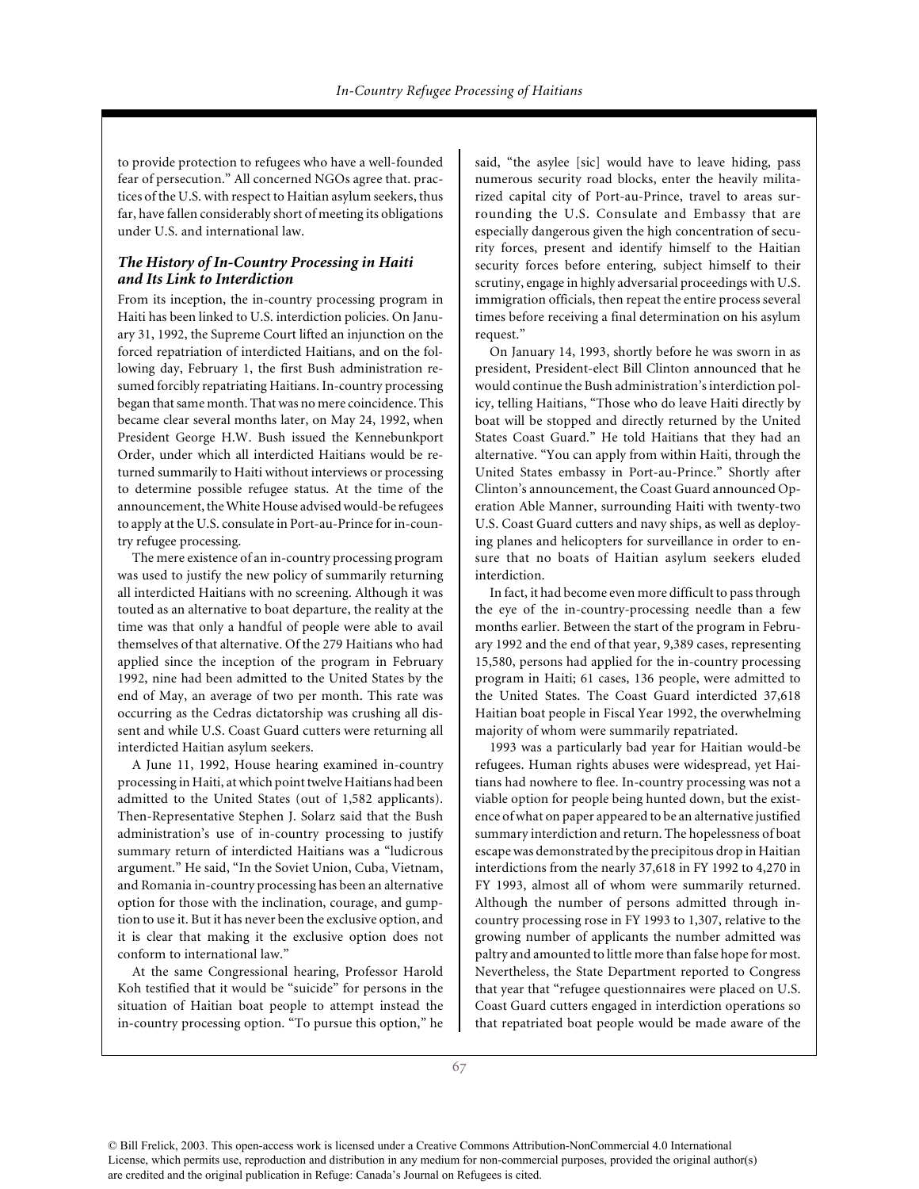to provide protection to refugees who have a well-founded fear of persecution." All concerned NGOs agree that. practices of the U.S. with respect to Haitian asylum seekers, thus far, have fallen considerably short of meeting its obligations under U.S. and international law.

### *The History of In-Country Processing in Haiti and Its Link to Interdiction*

From its inception, the in-country processing program in Haiti has been linked to U.S. interdiction policies. On January 31, 1992, the Supreme Court lifted an injunction on the forced repatriation of interdicted Haitians, and on the following day, February 1, the first Bush administration resumed forcibly repatriating Haitians. In-country processing began that same month. That was no mere coincidence. This became clear several months later, on May 24, 1992, when President George H.W. Bush issued the Kennebunkport Order, under which all interdicted Haitians would be returned summarily to Haiti without interviews or processing to determine possible refugee status. At the time of the announcement, the White House advised would-be refugees to apply at the U.S. consulate in Port-au-Prince for in-country refugee processing.

The mere existence of an in-country processing program was used to justify the new policy of summarily returning all interdicted Haitians with no screening. Although it was touted as an alternative to boat departure, the reality at the time was that only a handful of people were able to avail themselves of that alternative. Of the 279 Haitians who had applied since the inception of the program in February 1992, nine had been admitted to the United States by the end of May, an average of two per month. This rate was occurring as the Cedras dictatorship was crushing all dissent and while U.S. Coast Guard cutters were returning all interdicted Haitian asylum seekers.

A June 11, 1992, House hearing examined in-country processing in Haiti, at which point twelve Haitians had been admitted to the United States (out of 1,582 applicants). Then-Representative Stephen J. Solarz said that the Bush administration's use of in-country processing to justify summary return of interdicted Haitians was a "ludicrous argument." He said, "In the Soviet Union, Cuba, Vietnam, and Romania in-country processing has been an alternative option for those with the inclination, courage, and gumption to use it. But it has never been the exclusive option, and it is clear that making it the exclusive option does not conform to international law."

At the same Congressional hearing, Professor Harold Koh testified that it would be "suicide" for persons in the situation of Haitian boat people to attempt instead the in-country processing option. "To pursue this option," he said, "the asylee [sic] would have to leave hiding, pass numerous security road blocks, enter the heavily militarized capital city of Port-au-Prince, travel to areas surrounding the U.S. Consulate and Embassy that are especially dangerous given the high concentration of security forces, present and identify himself to the Haitian security forces before entering, subject himself to their scrutiny, engage in highly adversarial proceedings with U.S. immigration officials, then repeat the entire process several times before receiving a final determination on his asylum request."

On January 14, 1993, shortly before he was sworn in as president, President-elect Bill Clinton announced that he would continue the Bush administration's interdiction policy, telling Haitians, "Those who do leave Haiti directly by boat will be stopped and directly returned by the United States Coast Guard." He told Haitians that they had an alternative. "You can apply from within Haiti, through the United States embassy in Port-au-Prince." Shortly after Clinton's announcement, the Coast Guard announced Operation Able Manner, surrounding Haiti with twenty-two U.S. Coast Guard cutters and navy ships, as well as deploying planes and helicopters for surveillance in order to ensure that no boats of Haitian asylum seekers eluded interdiction.

In fact, it had become even more difficult to pass through the eye of the in-country-processing needle than a few months earlier. Between the start of the program in February 1992 and the end of that year, 9,389 cases, representing 15,580, persons had applied for the in-country processing program in Haiti; 61 cases, 136 people, were admitted to the United States. The Coast Guard interdicted 37,618 Haitian boat people in Fiscal Year 1992, the overwhelming majority of whom were summarily repatriated.

1993 was a particularly bad year for Haitian would-be refugees. Human rights abuses were widespread, yet Haitians had nowhere to flee. In-country processing was not a viable option for people being hunted down, but the existence of what on paper appeared to be an alternative justified summary interdiction and return. The hopelessness of boat escape was demonstrated by the precipitous drop in Haitian interdictions from the nearly 37,618 in FY 1992 to 4,270 in FY 1993, almost all of whom were summarily returned. Although the number of persons admitted through in-country processing rose in FY 1993 to 1,307, relative to the growing number of applicants the number admitted was paltry and amounted to little more than false hope for most. Nevertheless, the State Department reported to Congress that year that "refugee questionnaires were placed on U.S. Coast Guard cutters engaged in interdiction operations so that repatriated boat people would be made aware of the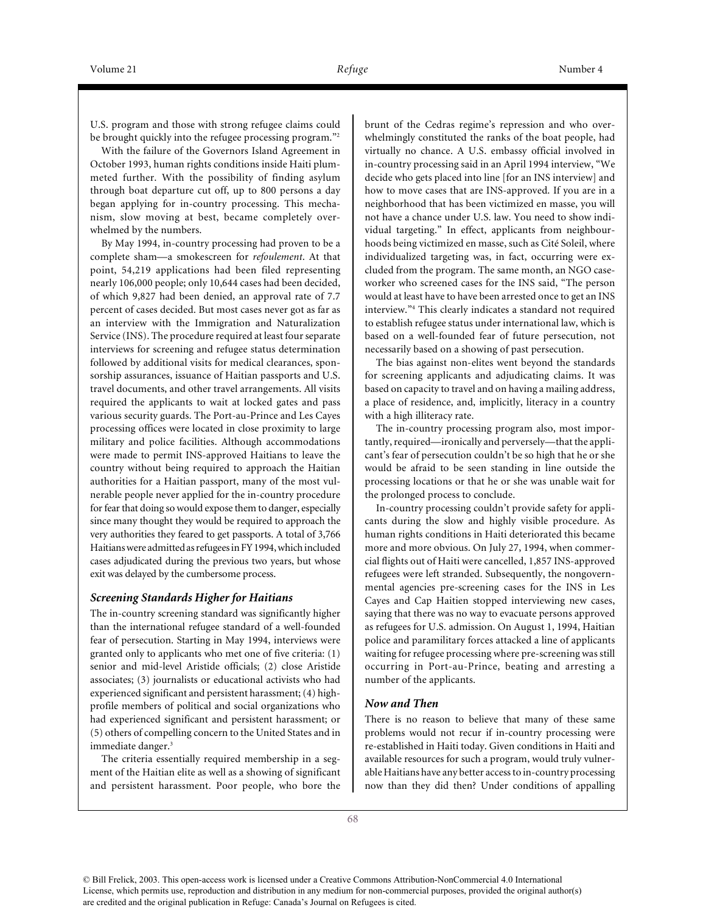U.S. program and those with strong refugee claims could be brought quickly into the refugee processing program."[2]

With the failure of the Governors Island Agreement in October 1993, human rights conditions inside Haiti plummeted further. With the possibility of finding asylum through boat departure cut off, up to 800 persons a day began applying for in-country processing. This mechanism, slow moving at best, became completely overwhelmed by the numbers.

By May 1994, in-country processing had proven to be a complete sham—a smokescreen for *refoulement*. At that point, 54,219 applications had been filed representing nearly 106,000 people; only 10,644 cases had been decided, of which 9,827 had been denied, an approval rate of 7.7 percent of cases decided. But most cases never got as far as an interview with the Immigration and Naturalization Service (INS). The procedure required at least four separate interviews for screening and refugee status determination followed by additional visits for medical clearances, sponsorship assurances, issuance of Haitian passports and U.S. travel documents, and other travel arrangements. All visits required the applicants to wait at locked gates and pass various security guards. The Port-au-Prince and Les Cayes processing offices were located in close proximity to large military and police facilities. Although accommodations were made to permit INS-approved Haitians to leave the country without being required to approach the Haitian authorities for a Haitian passport, many of the most vulnerable people never applied for the in-country procedure for fear that doing so would expose them to danger, especially since many thought they would be required to approach the very authorities they feared to get passports. A total of 3,766 Haitians were admitted as refugees in FY 1994, which included cases adjudicated during the previous two years, but whose exit was delayed by the cumbersome process.

### *Screening Standards Higher for Haitians*

The in-country screening standard was significantly higher than the international refugee standard of a well-founded fear of persecution. Starting in May 1994, interviews were granted only to applicants who met one of five criteria: (1) senior and mid-level Aristide officials; (2) close Aristide associates; (3) journalists or educational activists who had experienced significant and persistent harassment; (4) high-profile members of political and social organizations who had experienced significant and persistent harassment; or (5) others of compelling concern to the United States and in immediate danger.[3]

The criteria essentially required membership in a segment of the Haitian elite as well as a showing of significant and persistent harassment. Poor people, who bore the brunt of the Cedras regime's repression and who overwhelmingly constituted the ranks of the boat people, had virtually no chance. A U.S. embassy official involved in in-country processing said in an April 1994 interview, "We decide who gets placed into line [for an INS interview] and how to move cases that are INS-approved. If you are in a neighborhood that has been victimized en masse, you will not have a chance under U.S. law. You need to show individual targeting." In effect, applicants from neighbourhoods being victimized en masse, such as Cité Soleil, where individualized targeting was, in fact, occurring were excluded from the program. The same month, an NGO caseworker who screened cases for the INS said, "The person would at least have to have been arrested once to get an INS interview."[4] This clearly indicates a standard not required to establish refugee status under international law, which is based on a well-founded fear of future persecution, not necessarily based on a showing of past persecution.

The bias against non-elites went beyond the standards for screening applicants and adjudicating claims. It was based on capacity to travel and on having a mailing address, a place of residence, and, implicitly, literacy in a country with a high illiteracy rate.

The in-country processing program also, most importantly, required—ironically and perversely—that the applicant's fear of persecution couldn't be so high that he or she would be afraid to be seen standing in line outside the processing locations or that he or she was unable wait for the prolonged process to conclude.

In-country processing couldn't provide safety for applicants during the slow and highly visible procedure. As human rights conditions in Haiti deteriorated this became more and more obvious. On July 27, 1994, when commercial flights out of Haiti were cancelled, 1,857 INS-approved refugees were left stranded. Subsequently, the nongovernmental agencies pre-screening cases for the INS in Les Cayes and Cap Haitien stopped interviewing new cases, saying that there was no way to evacuate persons approved as refugees for U.S. admission. On August 1, 1994, Haitian police and paramilitary forces attacked a line of applicants waiting for refugee processing where pre-screening was still occurring in Port-au-Prince, beating and arresting a number of the applicants.

### *Now and Then*

There is no reason to believe that many of these same problems would not recur if in-country processing were re-established in Haiti today. Given conditions in Haiti and available resources for such a program, would truly vulnerable Haitians have any better access to in-country processing now than they did then? Under conditions of appalling

© Bill Frelick, 2003. This open-access work is licensed under a Creative Commons Attribution-NonCommercial 4.0 International License, which permits use, reproduction and distribution in any medium for non-commercial purposes, provided the original author(s) are credited and the original publication in Refuge: Canada's Journal on Refugees is cited.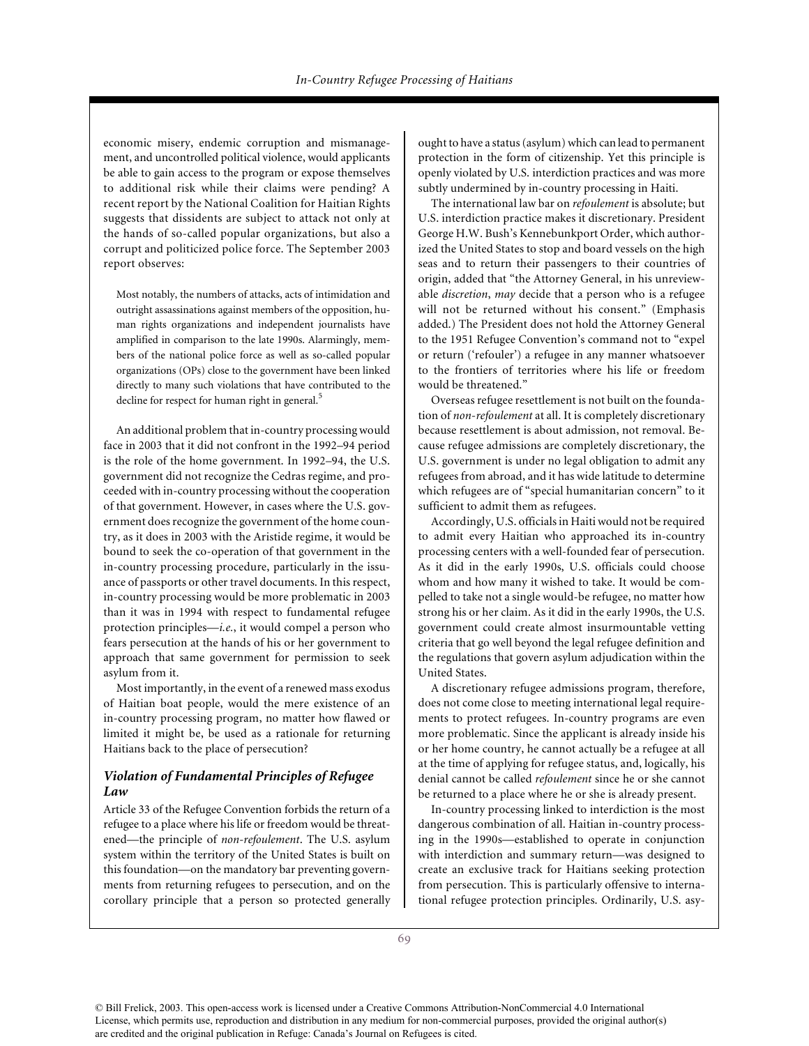economic misery, endemic corruption and mismanagement, and uncontrolled political violence, would applicants be able to gain access to the program or expose themselves to additional risk while their claims were pending? A recent report by the National Coalition for Haitian Rights suggests that dissidents are subject to attack not only at the hands of so-called popular organizations, but also a corrupt and politicized police force. The September 2003 report observes:

> Most notably, the numbers of attacks, acts of intimidation and outright assassinations against members of the opposition, human rights organizations and independent journalists have amplified in comparison to the late 1990s. Alarmingly, members of the national police force as well as so-called popular organizations (OPs) close to the government have been linked directly to many such violations that have contributed to the decline for respect for human right in general.[5]

An additional problem that in-country processing would face in 2003 that it did not confront in the 1992–94 period is the role of the home government. In 1992–94, the U.S. government did not recognize the Cedras regime, and proceeded with in-country processing without the cooperation of that government. However, in cases where the U.S. government does recognize the government of the home country, as it does in 2003 with the Aristide regime, it would be bound to seek the co-operation of that government in the in-country processing procedure, particularly in the issuance of passports or other travel documents. In this respect, in-country processing would be more problematic in 2003 than it was in 1994 with respect to fundamental refugee protection principles—*i.e.*, it would compel a person who fears persecution at the hands of his or her government to approach that same government for permission to seek asylum from it.

Most importantly, in the event of a renewed mass exodus of Haitian boat people, would the mere existence of an in-country processing program, no matter how flawed or limited it might be, be used as a rationale for returning Haitians back to the place of persecution?

### *Violation of Fundamental Principles of Refugee Law*

Article 33 of the Refugee Convention forbids the return of a refugee to a place where his life or freedom would be threatened—the principle of *non-refoulement*. The U.S. asylum system within the territory of the United States is built on this foundation—on the mandatory bar preventing governments from returning refugees to persecution, and on the corollary principle that a person so protected generally ought to have a status (asylum) which can lead to permanent protection in the form of citizenship. Yet this principle is openly violated by U.S. interdiction practices and was more subtly undermined by in-country processing in Haiti.

The international law bar on *refoulement* is absolute; but U.S. interdiction practice makes it discretionary. President George H.W. Bush's Kennebunkport Order, which authorized the United States to stop and board vessels on the high seas and to return their passengers to their countries of origin, added that "the Attorney General, in his unreviewable *discretion*, *may* decide that a person who is a refugee will not be returned without his consent." (Emphasis added.) The President does not hold the Attorney General to the 1951 Refugee Convention's command not to "expel or return ('refouler') a refugee in any manner whatsoever to the frontiers of territories where his life or freedom would be threatened."

Overseas refugee resettlement is not built on the foundation of *non-refoulement* at all. It is completely discretionary because resettlement is about admission, not removal. Because refugee admissions are completely discretionary, the U.S. government is under no legal obligation to admit any refugees from abroad, and it has wide latitude to determine which refugees are of "special humanitarian concern" to it sufficient to admit them as refugees.

Accordingly, U.S. officials in Haiti would not be required to admit every Haitian who approached its in-country processing centers with a well-founded fear of persecution. As it did in the early 1990s, U.S. officials could choose whom and how many it wished to take. It would be compelled to take not a single would-be refugee, no matter how strong his or her claim. As it did in the early 1990s, the U.S. government could create almost insurmountable vetting criteria that go well beyond the legal refugee definition and the regulations that govern asylum adjudication within the United States.

A discretionary refugee admissions program, therefore, does not come close to meeting international legal requirements to protect refugees. In-country programs are even more problematic. Since the applicant is already inside his or her home country, he cannot actually be a refugee at all at the time of applying for refugee status, and, logically, his denial cannot be called *refoulement* since he or she cannot be returned to a place where he or she is already present.

In-country processing linked to interdiction is the most dangerous combination of all. Haitian in-country processing in the 1990s—established to operate in conjunction with interdiction and summary return—was designed to create an exclusive track for Haitians seeking protection from persecution. This is particularly offensive to international refugee protection principles. Ordinarily, U.S. asy-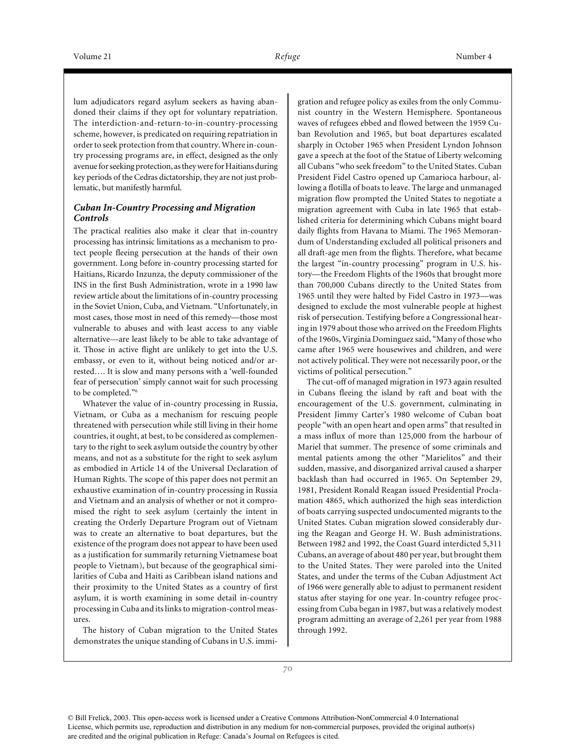lum adjudicators regard asylum seekers as having abandoned their claims if they opt for voluntary repatriation. The interdiction-and-return-to-in-country-processing scheme, however, is predicated on requiring repatriation in order to seek protection from that country. Where in-country processing programs are, in effect, designed as the only avenue for seeking protection, as they were for Haitians during key periods of the Cedras dictatorship, they are not just problematic, but manifestly harmful.

### *Cuban In-Country Processing and Migration Controls*

The practical realities also make it clear that in-country processing has intrinsic limitations as a mechanism to protect people fleeing persecution at the hands of their own government. Long before in-country processing started for Haitians, Ricardo Inzunza, the deputy commissioner of the INS in the first Bush Administration, wrote in a 1990 law review article about the limitations of in-country processing in the Soviet Union, Cuba, and Vietnam. "Unfortunately, in most cases, those most in need of this remedy—those most vulnerable to abuses and with least access to any viable alternative—are least likely to be able to take advantage of it. Those in active flight are unlikely to get into the U.S. embassy, or even to it, without being noticed and/or arrested…. It is slow and many persons with a 'well-founded fear of persecution' simply cannot wait for such processing to be completed."[6]

Whatever the value of in-country processing in Russia, Vietnam, or Cuba as a mechanism for rescuing people threatened with persecution while still living in their home countries, it ought, at best, to be considered as complementary to the right to seek asylum outside the country by other means, and not as a substitute for the right to seek asylum as embodied in Article 14 of the Universal Declaration of Human Rights. The scope of this paper does not permit an exhaustive examination of in-country processing in Russia and Vietnam and an analysis of whether or not it compromised the right to seek asylum (certainly the intent in creating the Orderly Departure Program out of Vietnam was to create an alternative to boat departures, but the existence of the program does not appear to have been used as a justification for summarily returning Vietnamese boat people to Vietnam), but because of the geographical similarities of Cuba and Haiti as Caribbean island nations and their proximity to the United States as a country of first asylum, it is worth examining in some detail in-country processing in Cuba and its links to migration-control measures.

The history of Cuban migration to the United States demonstrates the unique standing of Cubans in U.S. immigration and refugee policy as exiles from the only Communist country in the Western Hemisphere. Spontaneous waves of refugees ebbed and flowed between the 1959 Cuban Revolution and 1965, but boat departures escalated sharply in October 1965 when President Lyndon Johnson gave a speech at the foot of the Statue of Liberty welcoming all Cubans "who seek freedom" to the United States. Cuban President Fidel Castro opened up Camarioca harbour, allowing a flotilla of boats to leave. The large and unmanaged migration flow prompted the United States to negotiate a migration agreement with Cuba in late 1965 that established criteria for determining which Cubans might board daily flights from Havana to Miami. The 1965 Memorandum of Understanding excluded all political prisoners and all draft-age men from the flights. Therefore, what became the largest "in-country processing" program in U.S. history—the Freedom Flights of the 1960s that brought more than 700,000 Cubans directly to the United States from 1965 until they were halted by Fidel Castro in 1973—was designed to exclude the most vulnerable people at highest risk of persecution. Testifying before a Congressional hearing in 1979 about those who arrived on the Freedom Flights of the 1960s, Virginia Dominguez said, "Many of those who came after 1965 were housewives and children, and were not actively political. They were not necessarily poor, or the victims of political persecution."

The cut-off of managed migration in 1973 again resulted in Cubans fleeing the island by raft and boat with the encouragement of the U.S. government, culminating in President Jimmy Carter's 1980 welcome of Cuban boat people "with an open heart and open arms" that resulted in a mass influx of more than 125,000 from the harbour of Mariel that summer. The presence of some criminals and mental patients among the other "Marielitos" and their sudden, massive, and disorganized arrival caused a sharper backlash than had occurred in 1965. On September 29, 1981, President Ronald Reagan issued Presidential Proclamation 4865, which authorized the high seas interdiction of boats carrying suspected undocumented migrants to the United States. Cuban migration slowed considerably during the Reagan and George H. W. Bush administrations. Between 1982 and 1992, the Coast Guard interdicted 5,311 Cubans, an average of about 480 per year, but brought them to the United States. They were paroled into the United States, and under the terms of the Cuban Adjustment Act of 1966 were generally able to adjust to permanent resident status after staying for one year. In-country refugee processing from Cuba began in 1987, but was a relatively modest program admitting an average of 2,261 per year from 1988 through 1992.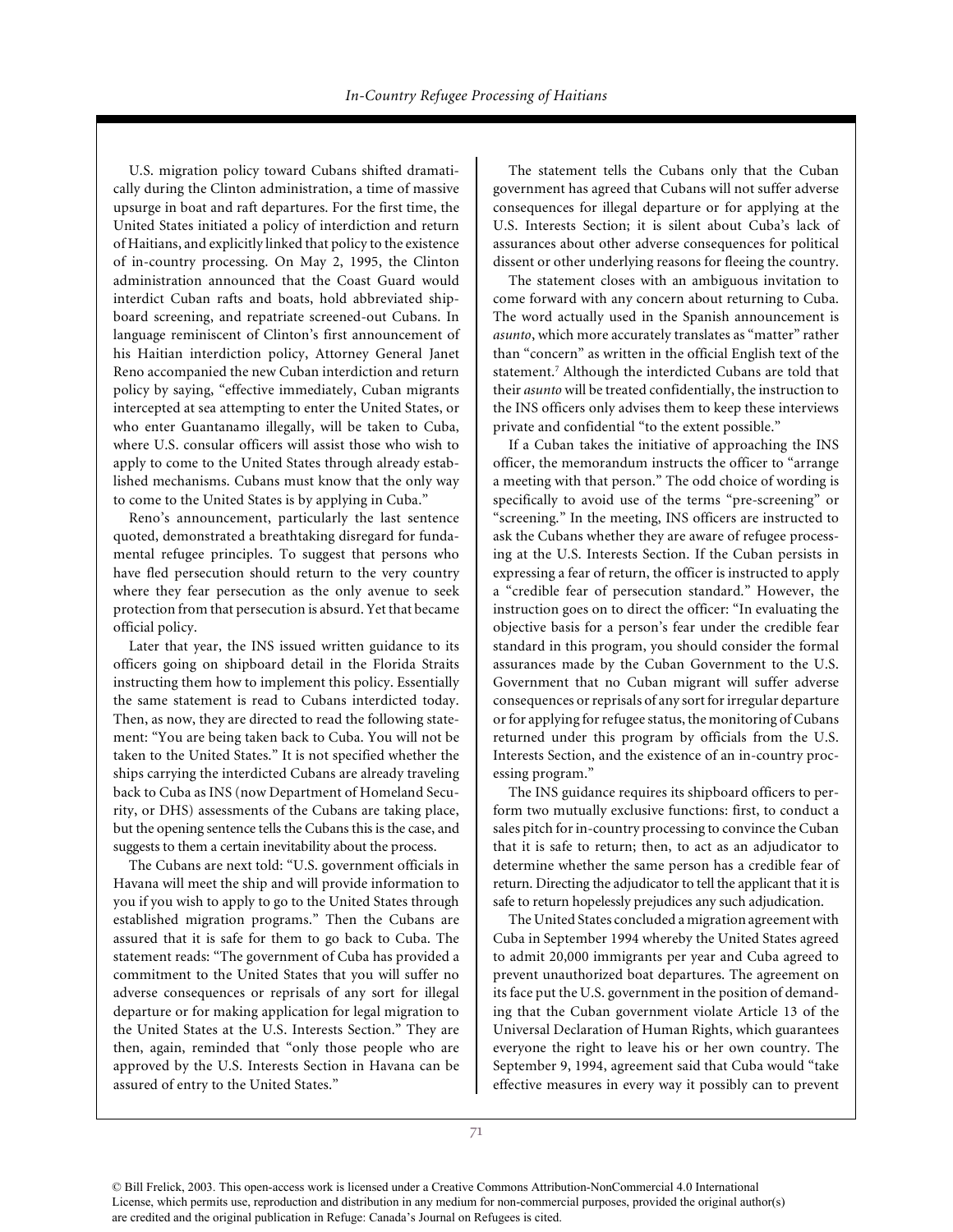U.S. migration policy toward Cubans shifted dramatically during the Clinton administration, a time of massive upsurge in boat and raft departures. For the first time, the United States initiated a policy of interdiction and return of Haitians, and explicitly linked that policy to the existence of in-country processing. On May 2, 1995, the Clinton administration announced that the Coast Guard would interdict Cuban rafts and boats, hold abbreviated shipboard screening, and repatriate screened-out Cubans. In language reminiscent of Clinton's first announcement of his Haitian interdiction policy, Attorney General Janet Reno accompanied the new Cuban interdiction and return policy by saying, "effective immediately, Cuban migrants intercepted at sea attempting to enter the United States, or who enter Guantanamo illegally, will be taken to Cuba, where U.S. consular officers will assist those who wish to apply to come to the United States through already established mechanisms. Cubans must know that the only way to come to the United States is by applying in Cuba."

Reno's announcement, particularly the last sentence quoted, demonstrated a breathtaking disregard for fundamental refugee principles. To suggest that persons who have fled persecution should return to the very country where they fear persecution as the only avenue to seek protection from that persecution is absurd. Yet that became official policy.

Later that year, the INS issued written guidance to its officers going on shipboard detail in the Florida Straits instructing them how to implement this policy. Essentially the same statement is read to Cubans interdicted today. Then, as now, they are directed to read the following statement: "You are being taken back to Cuba. You will not be taken to the United States." It is not specified whether the ships carrying the interdicted Cubans are already traveling back to Cuba as INS (now Department of Homeland Security, or DHS) assessments of the Cubans are taking place, but the opening sentence tells the Cubans this is the case, and suggests to them a certain inevitability about the process.

The Cubans are next told: "U.S. government officials in Havana will meet the ship and will provide information to you if you wish to apply to go to the United States through established migration programs." Then the Cubans are assured that it is safe for them to go back to Cuba. The statement reads: "The government of Cuba has provided a commitment to the United States that you will suffer no adverse consequences or reprisals of any sort for illegal departure or for making application for legal migration to the United States at the U.S. Interests Section." They are then, again, reminded that "only those people who are approved by the U.S. Interests Section in Havana can be assured of entry to the United States."

The statement tells the Cubans only that the Cuban government has agreed that Cubans will not suffer adverse consequences for illegal departure or for applying at the U.S. Interests Section; it is silent about Cuba's lack of assurances about other adverse consequences for political dissent or other underlying reasons for fleeing the country.

The statement closes with an ambiguous invitation to come forward with any concern about returning to Cuba. The word actually used in the Spanish announcement is *asunto*, which more accurately translates as "matter" rather than "concern" as written in the official English text of the statement.[7] Although the interdicted Cubans are told that their *asunto* will be treated confidentially, the instruction to the INS officers only advises them to keep these interviews private and confidential "to the extent possible."

If a Cuban takes the initiative of approaching the INS officer, the memorandum instructs the officer to "arrange a meeting with that person." The odd choice of wording is specifically to avoid use of the terms "pre-screening" or "screening." In the meeting, INS officers are instructed to ask the Cubans whether they are aware of refugee processing at the U.S. Interests Section. If the Cuban persists in expressing a fear of return, the officer is instructed to apply a "credible fear of persecution standard." However, the instruction goes on to direct the officer: "In evaluating the objective basis for a person's fear under the credible fear standard in this program, you should consider the formal assurances made by the Cuban Government to the U.S. Government that no Cuban migrant will suffer adverse consequences or reprisals of any sort for irregular departure or for applying for refugee status, the monitoring of Cubans returned under this program by officials from the U.S. Interests Section, and the existence of an in-country processing program."

The INS guidance requires its shipboard officers to perform two mutually exclusive functions: first, to conduct a sales pitch for in-country processing to convince the Cuban that it is safe to return; then, to act as an adjudicator to determine whether the same person has a credible fear of return. Directing the adjudicator to tell the applicant that it is safe to return hopelessly prejudices any such adjudication.

The United States concluded a migration agreement with Cuba in September 1994 whereby the United States agreed to admit 20,000 immigrants per year and Cuba agreed to prevent unauthorized boat departures. The agreement on its face put the U.S. government in the position of demanding that the Cuban government violate Article 13 of the Universal Declaration of Human Rights, which guarantees everyone the right to leave his or her own country. The September 9, 1994, agreement said that Cuba would "take effective measures in every way it possibly can to prevent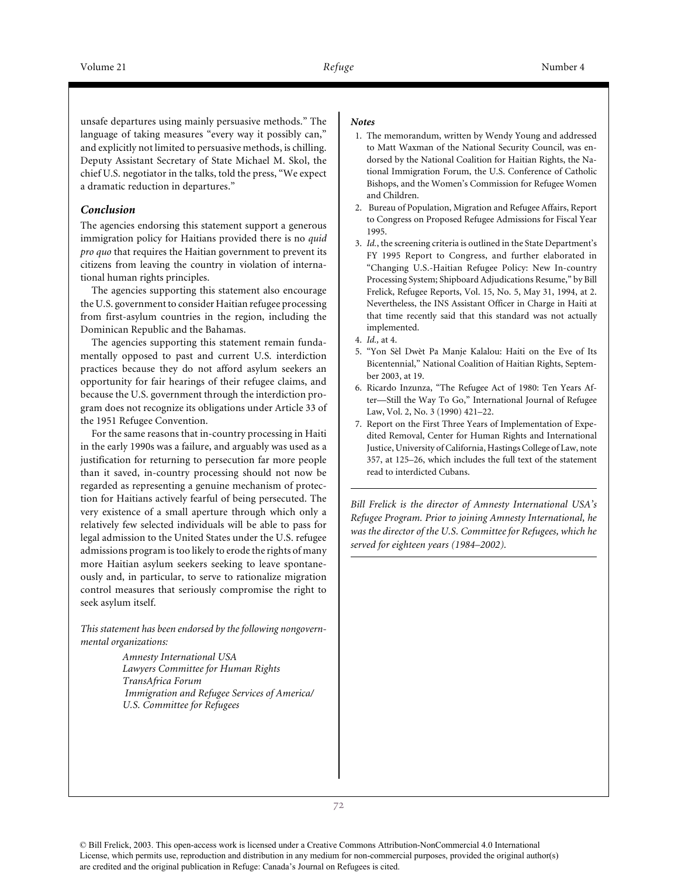unsafe departures using mainly persuasive methods." The language of taking measures "every way it possibly can," and explicitly not limited to persuasive methods, is chilling. Deputy Assistant Secretary of State Michael M. Skol, the chief U.S. negotiator in the talks, told the press, "We expect a dramatic reduction in departures."

### Conclusion

The agencies endorsing this statement support a generous immigration policy for Haitians provided there is no *quid pro quo* that requires the Haitian government to prevent its citizens from leaving the country in violation of international human rights principles.

The agencies supporting this statement also encourage the U.S. government to consider Haitian refugee processing from first-asylum countries in the region, including the Dominican Republic and the Bahamas.

The agencies supporting this statement remain fundamentally opposed to past and current U.S. interdiction practices because they do not afford asylum seekers an opportunity for fair hearings of their refugee claims, and because the U.S. government through the interdiction program does not recognize its obligations under Article 33 of the 1951 Refugee Convention.

For the same reasons that in-country processing in Haiti in the early 1990s was a failure, and arguably was used as a justification for returning to persecution far more people than it saved, in-country processing should not now be regarded as representing a genuine mechanism of protection for Haitians actively fearful of being persecuted. The very existence of a small aperture through which only a relatively few selected individuals will be able to pass for legal admission to the United States under the U.S. refugee admissions program is too likely to erode the rights of many more Haitian asylum seekers seeking to leave spontaneously and, in particular, to serve to rationalize migration control measures that seriously compromise the right to seek asylum itself.

*This statement has been endorsed by the following nongovernmental organizations:*

*Amnesty International USA*
*Lawyers Committee for Human Rights*
*TransAfrica Forum*
*Immigration and Refugee Services of America/ U.S. Committee for Refugees*

### Notes

1. The memorandum, written by Wendy Young and addressed to Matt Waxman of the National Security Council, was endorsed by the National Coalition for Haitian Rights, the National Immigration Forum, the U.S. Conference of Catholic Bishops, and the Women's Commission for Refugee Women and Children.
2. Bureau of Population, Migration and Refugee Affairs, Report to Congress on Proposed Refugee Admissions for Fiscal Year 1995.
3. *Id.*, the screening criteria is outlined in the State Department's FY 1995 Report to Congress, and further elaborated in "Changing U.S.-Haitian Refugee Policy: New In-country Processing System; Shipboard Adjudications Resume," by Bill Frelick, Refugee Reports, Vol. 15, No. 5, May 31, 1994, at 2. Nevertheless, the INS Assistant Officer in Charge in Haiti at that time recently said that this standard was not actually implemented.
4. *Id.*, at 4.
5. "Yon Sèl Dwèt Pa Manje Kalalou: Haiti on the Eve of Its Bicentennial," National Coalition of Haitian Rights, September 2003, at 19.
6. Ricardo Inzunza, "The Refugee Act of 1980: Ten Years After—Still the Way To Go," International Journal of Refugee Law, Vol. 2, No. 3 (1990) 421–22.
7. Report on the First Three Years of Implementation of Expedited Removal, Center for Human Rights and International Justice, University of California, Hastings College of Law, note 357, at 125–26, which includes the full text of the statement read to interdicted Cubans.

---

*Bill Frelick is the director of Amnesty International USA's Refugee Program. Prior to joining Amnesty International, he was the director of the U.S. Committee for Refugees, which he served for eighteen years (1984–2002).*

---

© Bill Frelick, 2003. This open-access work is licensed under a Creative Commons Attribution-NonCommercial 4.0 International License, which permits use, reproduction and distribution in any medium for non-commercial purposes, provided the original author(s) are credited and the original publication in Refuge: Canada's Journal on Refugees is cited.